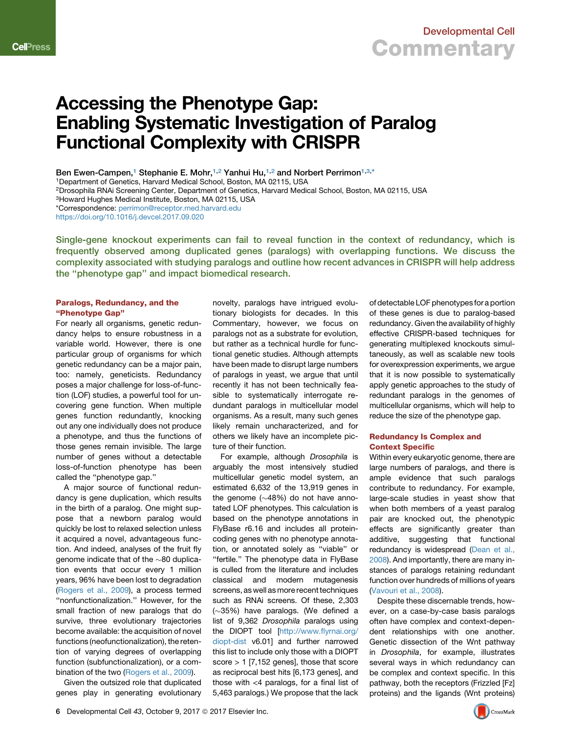# Accessing the Phenotype Gap: Enabling Systematic Investigation of Paralog Functional Complexity with CRISPR

Ben Ewen-Campen,[1] Stephanie E. Mohr,[1,2] Yanhui Hu,[1,2] and Norbert Perrimon[1,3,*]

[1]Department of Genetics, Harvard Medical School, Boston, MA 02115, USA
[2]Drosophila RNAi Screening Center, Department of Genetics, Harvard Medical School, Boston, MA 02115, USA
[3]Howard Hughes Medical Institute, Boston, MA 02115, USA
*Correspondence: perrimon@receptor.med.harvard.edu
https://doi.org/10.1016/j.devcel.2017.09.020

**Single-gene knockout experiments can fail to reveal function in the context of redundancy, which is frequently observed among duplicated genes (paralogs) with overlapping functions. We discuss the complexity associated with studying paralogs and outline how recent advances in CRISPR will help address the "phenotype gap" and impact biomedical research.**

## Paralogs, Redundancy, and the "Phenotype Gap"

For nearly all organisms, genetic redundancy helps to ensure robustness in a variable world. However, there is one particular group of organisms for which genetic redundancy can be a major pain, too: namely, geneticists. Redundancy poses a major challenge for loss-of-function (LOF) studies, a powerful tool for uncovering gene function. When multiple genes function redundantly, knocking out any one individually does not produce a phenotype, and thus the functions of those genes remain invisible. The large number of genes without a detectable loss-of-function phenotype has been called the "phenotype gap."

A major source of functional redundancy is gene duplication, which results in the birth of a paralog. One might suppose that a newborn paralog would quickly be lost to relaxed selection unless it acquired a novel, advantageous function. And indeed, analyses of the fruit fly genome indicate that of the ~80 duplication events that occur every 1 million years, 96% have been lost to degradation (Rogers et al., 2009), a process termed "nonfunctionalization." However, for the small fraction of new paralogs that do survive, three evolutionary trajectories become available: the acquisition of novel functions (neofunctionalization), the retention of varying degrees of overlapping function (subfunctionalization), or a combination of the two (Rogers et al., 2009).

Given the outsized role that duplicated genes play in generating evolutionary novelty, paralogs have intrigued evolutionary biologists for decades. In this Commentary, however, we focus on paralogs not as a substrate for evolution, but as a technical hurdle for functional genetic studies. Although attempts have been made to disrupt large numbers of paralogs in yeast, we argue that until recently it has not been technically feasible to systematically interrogate redundant paralogs in multicellular model organisms. As a result, many such genes likely remain uncharacterized, and for others we likely have an incomplete picture of their function.

For example, although *Drosophila* is arguably the most intensively studied multicellular genetic model system, an estimated 6,632 of the 13,919 genes in the genome (~48%) do not have annotated LOF phenotypes. This calculation is based on the phenotype annotations in FlyBase r6.16 and includes all protein-coding genes with no phenotype annotation, or annotated solely as "viable" or "fertile." The phenotype data in FlyBase is culled from the literature and includes classical and modern mutagenesis screens, as well as more recent techniques such as RNAi screens. Of these, 2,303 (~35%) have paralogs. (We defined a list of 9,362 *Drosophila* paralogs using the DIOPT tool [http://www.flyrnai.org/diopt-dist v6.01] and further narrowed this list to include only those with a DIOPT score > 1 [7,152 genes], those that score as reciprocal best hits [6,173 genes], and those with <4 paralogs, for a final list of 5,463 paralogs.) We propose that the lack of detectable LOF phenotypes for a portion of these genes is due to paralog-based redundancy. Given the availability of highly effective CRISPR-based techniques for generating multiplexed knockouts simultaneously, as well as scalable new tools for overexpression experiments, we argue that it is now possible to systematically apply genetic approaches to the study of redundant paralogs in the genomes of multicellular organisms, which will help to reduce the size of the phenotype gap.

## Redundancy Is Complex and Context Specific

Within every eukaryotic genome, there are large numbers of paralogs, and there is ample evidence that such paralogs contribute to redundancy. For example, large-scale studies in yeast show that when both members of a yeast paralog pair are knocked out, the phenotypic effects are significantly greater than additive, suggesting that functional redundancy is widespread (Dean et al., 2008). And importantly, there are many instances of paralogs retaining redundant function over hundreds of millions of years (Vavouri et al., 2008).

Despite these discernable trends, however, on a case-by-case basis paralogs often have complex and context-dependent relationships with one another. Genetic dissection of the Wnt pathway in *Drosophila*, for example, illustrates several ways in which redundancy can be complex and context specific. In this pathway, both the receptors (Frizzled [Fz] proteins) and the ligands (Wnt proteins)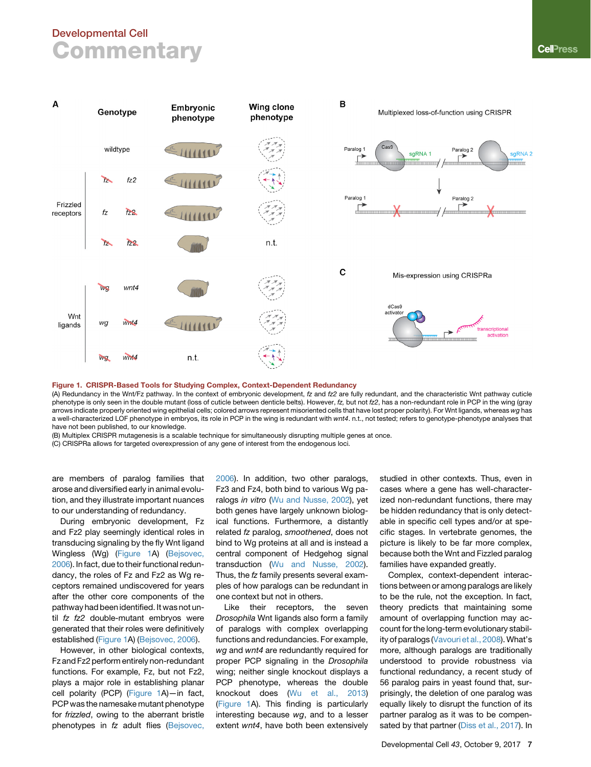**Figure 1. CRISPR-Based Tools for Studying Complex, Context-Dependent Redundancy**

(A) Redundancy in the Wnt/Fz pathway. In the context of embryonic development, *fz* and *fz2* are fully redundant, and the characteristic Wnt pathway cuticle phenotype is only seen in the double mutant (loss of cuticle between denticle belts). However, *fz*, but not *fz2*, has a non-redundant role in PCP in the wing (gray arrows indicate properly oriented wing epithelial cells; colored arrows represent misoriented cells that have lost proper polarity). For Wnt ligands, whereas *wg* has a well-characterized LOF phenotype in embryos, its role in PCP in the wing is redundant with *wnt4*. n.t., not tested; refers to genotype-phenotype analyses that have not been published, to our knowledge.

(B) Multiplex CRISPR mutagenesis is a scalable technique for simultaneously disrupting multiple genes at once.

(C) CRISPRa allows for targeted overexpression of any gene of interest from the endogenous loci.

are members of paralog families that arose and diversified early in animal evolution, and they illustrate important nuances to our understanding of redundancy.

During embryonic development, Fz and Fz2 play seemingly identical roles in transducing signaling by the fly Wnt ligand Wingless (Wg) (Figure 1A) (Bejsovec, 2006). In fact, due to their functional redundancy, the roles of Fz and Fz2 as Wg receptors remained undiscovered for years after the other core components of the pathway had been identified. It was not until *fz fz2* double-mutant embryos were generated that their roles were definitively established (Figure 1A) (Bejsovec, 2006).

However, in other biological contexts, Fz and Fz2 perform entirely non-redundant functions. For example, Fz, but not Fz2, plays a major role in establishing planar cell polarity (PCP) (Figure 1A)—in fact, PCP was the namesake mutant phenotype for *frizzled*, owing to the aberrant bristle phenotypes in *fz* adult flies (Bejsovec, 2006). In addition, two other paralogs, Fz3 and Fz4, both bind to various Wg paralogs *in vitro* (Wu and Nusse, 2002), yet both genes have largely unknown biological functions. Furthermore, a distantly related *fz* paralog, *smoothened*, does not bind to Wg proteins at all and is instead a central component of Hedgehog signal transduction (Wu and Nusse, 2002). Thus, the *fz* family presents several examples of how paralogs can be redundant in one context but not in others.

Like their receptors, the seven *Drosophila* Wnt ligands also form a family of paralogs with complex overlapping functions and redundancies. For example, *wg* and *wnt4* are redundantly required for proper PCP signaling in the *Drosophila* wing; neither single knockout displays a PCP phenotype, whereas the double knockout does (Wu et al., 2013) (Figure 1A). This finding is particularly interesting because *wg*, and to a lesser extent *wnt4*, have both been extensively studied in other contexts. Thus, even in cases where a gene has well-characterized non-redundant functions, there may be hidden redundancy that is only detectable in specific cell types and/or at specific stages. In vertebrate genomes, the picture is likely to be far more complex, because both the Wnt and Fizzled paralog families have expanded greatly.

Complex, context-dependent interactions between or among paralogs are likely to be the rule, not the exception. In fact, theory predicts that maintaining some amount of overlapping function may account for the long-term evolutionary stability of paralogs (Vavouri et al., 2008). What's more, although paralogs are traditionally understood to provide robustness via functional redundancy, a recent study of 56 paralog pairs in yeast found that, surprisingly, the deletion of one paralog was equally likely to disrupt the function of its partner paralog as it was to be compensated by that partner (Diss et al., 2017). In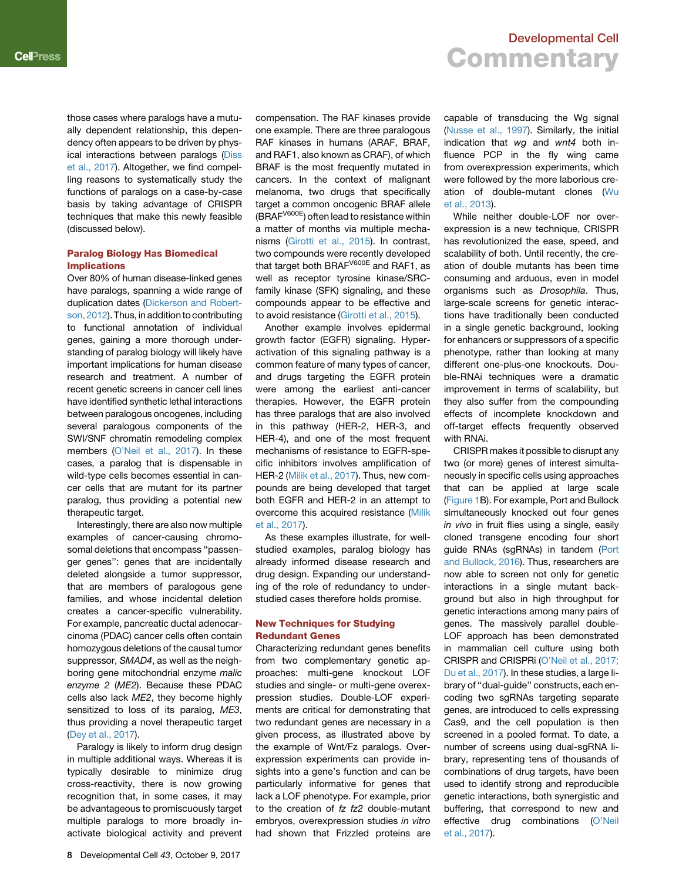those cases where paralogs have a mutually dependent relationship, this dependency often appears to be driven by physical interactions between paralogs (Diss et al., 2017). Altogether, we find compelling reasons to systematically study the functions of paralogs on a case-by-case basis by taking advantage of CRISPR techniques that make this newly feasible (discussed below).

## Paralog Biology Has Biomedical Implications

Over 80% of human disease-linked genes have paralogs, spanning a wide range of duplication dates (Dickerson and Robertson, 2012). Thus, in addition to contributing to functional annotation of individual genes, gaining a more thorough understanding of paralog biology will likely have important implications for human disease research and treatment. A number of recent genetic screens in cancer cell lines have identified synthetic lethal interactions between paralogous oncogenes, including several paralogous components of the SWI/SNF chromatin remodeling complex members (O'Neil et al., 2017). In these cases, a paralog that is dispensable in wild-type cells becomes essential in cancer cells that are mutant for its partner paralog, thus providing a potential new therapeutic target.

Interestingly, there are also now multiple examples of cancer-causing chromosomal deletions that encompass "passenger genes": genes that are incidentally deleted alongside a tumor suppressor, that are members of paralogous gene families, and whose incidental deletion creates a cancer-specific vulnerability. For example, pancreatic ductal adenocarcinoma (PDAC) cancer cells often contain homozygous deletions of the causal tumor suppressor, *SMAD4*, as well as the neighboring gene mitochondrial enzyme *malic enzyme 2* (*ME2*). Because these PDAC cells also lack *ME2*, they become highly sensitized to loss of its paralog, *ME3*, thus providing a novel therapeutic target (Dey et al., 2017).

Paralogy is likely to inform drug design in multiple additional ways. Whereas it is typically desirable to minimize drug cross-reactivity, there is now growing recognition that, in some cases, it may be advantageous to promiscuously target multiple paralogs to more broadly inactivate biological activity and prevent compensation. The RAF kinases provide one example. There are three paralogous RAF kinases in humans (ARAF, BRAF, and RAF1, also known as CRAF), of which BRAF is the most frequently mutated in cancers. In the context of malignant melanoma, two drugs that specifically target a common oncogenic BRAF allele ($BRAF^{V600E}$) often lead to resistance within a matter of months via multiple mechanisms (Girotti et al., 2015). In contrast, two compounds were recently developed that target both $BRAF^{V600E}$ and RAF1, as well as receptor tyrosine kinase/SRC-family kinase (SFK) signaling, and these compounds appear to be effective and to avoid resistance (Girotti et al., 2015).

Another example involves epidermal growth factor (EGFR) signaling. Hyperactivation of this signaling pathway is a common feature of many types of cancer, and drugs targeting the EGFR protein were among the earliest anti-cancer therapies. However, the EGFR protein has three paralogs that are also involved in this pathway (HER-2, HER-3, and HER-4), and one of the most frequent mechanisms of resistance to EGFR-specific inhibitors involves amplification of HER-2 (Milik et al., 2017). Thus, new compounds are being developed that target both EGFR and HER-2 in an attempt to overcome this acquired resistance (Milik et al., 2017).

As these examples illustrate, for well-studied examples, paralog biology has already informed disease research and drug design. Expanding our understanding of the role of redundancy to understudied cases therefore holds promise.

## New Techniques for Studying Redundant Genes

Characterizing redundant genes benefits from two complementary genetic approaches: multi-gene knockout LOF studies and single- or multi-gene overexpression studies. Double-LOF experiments are critical for demonstrating that two redundant genes are necessary in a given process, as illustrated above by the example of Wnt/Fz paralogs. Overexpression experiments can provide insights into a gene's function and can be particularly informative for genes that lack a LOF phenotype. For example, prior to the creation of *fz fz2* double-mutant embryos, overexpression studies *in vitro* had shown that Frizzled proteins are capable of transducing the Wg signal (Nusse et al., 1997). Similarly, the initial indication that *wg* and *wnt4* both influence PCP in the fly wing came from overexpression experiments, which were followed by the more laborious creation of double-mutant clones (Wu et al., 2013).

While neither double-LOF nor overexpression is a new technique, CRISPR has revolutionized the ease, speed, and scalability of both. Until recently, the creation of double mutants has been time consuming and arduous, even in model organisms such as *Drosophila*. Thus, large-scale screens for genetic interactions have traditionally been conducted in a single genetic background, looking for enhancers or suppressors of a specific phenotype, rather than looking at many different one-plus-one knockouts. Double-RNAi techniques were a dramatic improvement in terms of scalability, but they also suffer from the compounding effects of incomplete knockdown and off-target effects frequently observed with RNAi.

CRISPR makes it possible to disrupt any two (or more) genes of interest simultaneously in specific cells using approaches that can be applied at large scale (Figure 1B). For example, Port and Bullock simultaneously knocked out four genes *in vivo* in fruit flies using a single, easily cloned transgene encoding four short guide RNAs (sgRNAs) in tandem (Port and Bullock, 2016). Thus, researchers are now able to screen not only for genetic interactions in a single mutant background but also in high throughput for genetic interactions among many pairs of genes. The massively parallel double-LOF approach has been demonstrated in mammalian cell culture using both CRISPR and CRISPRi (O'Neil et al., 2017; Du et al., 2017). In these studies, a large library of "dual-guide" constructs, each encoding two sgRNAs targeting separate genes, are introduced to cells expressing Cas9, and the cell population is then screened in a pooled format. To date, a number of screens using dual-sgRNA library, representing tens of thousands of combinations of drug targets, have been used to identify strong and reproducible genetic interactions, both synergistic and buffering, that correspond to new and effective drug combinations (O'Neil et al., 2017).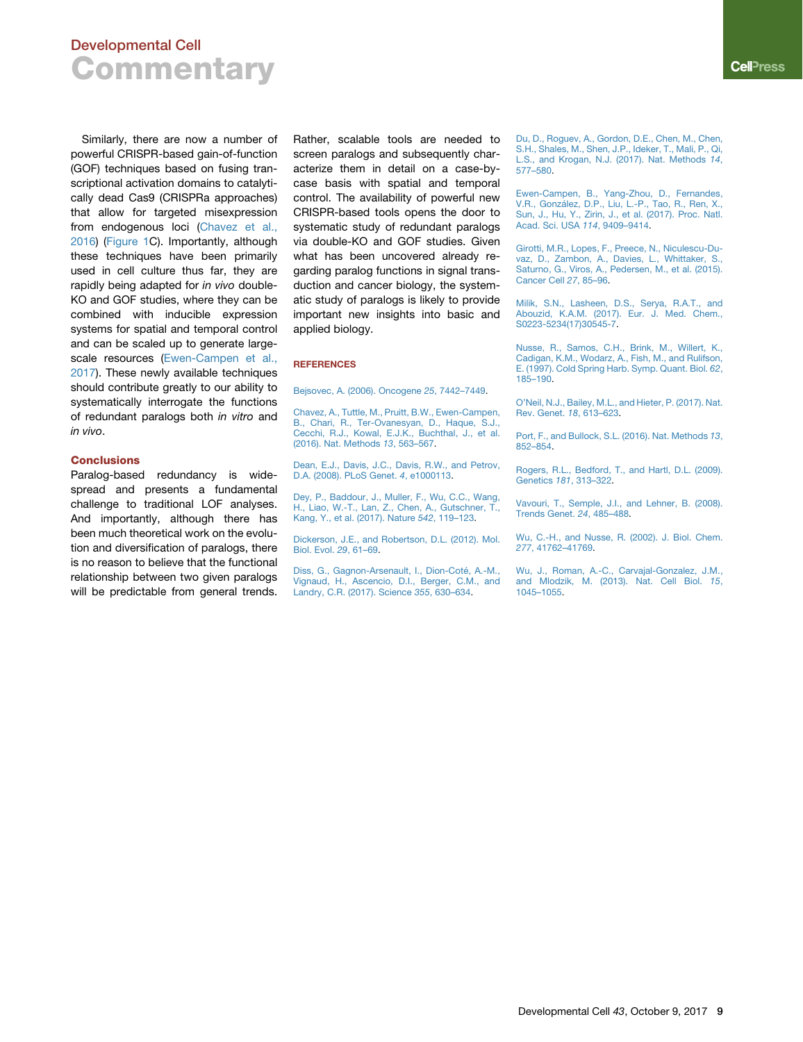Similarly, there are now a number of powerful CRISPR-based gain-of-function (GOF) techniques based on fusing transcriptional activation domains to catalytically dead Cas9 (CRISPRa approaches) that allow for targeted misexpression from endogenous loci (Chavez et al., 2016) (Figure 1C). Importantly, although these techniques have been primarily used in cell culture thus far, they are rapidly being adapted for *in vivo* double-KO and GOF studies, where they can be combined with inducible expression systems for spatial and temporal control and can be scaled up to generate large-scale resources (Ewen-Campen et al., 2017). These newly available techniques should contribute greatly to our ability to systematically interrogate the functions of redundant paralogs both *in vitro* and *in vivo*.

## Conclusions

Paralog-based redundancy is widespread and presents a fundamental challenge to traditional LOF analyses. And importantly, although there has been much theoretical work on the evolution and diversification of paralogs, there is no reason to believe that the functional relationship between two given paralogs will be predictable from general trends. Rather, scalable tools are needed to screen paralogs and subsequently characterize them in detail on a case-by-case basis with spatial and temporal control. The availability of powerful new CRISPR-based tools opens the door to systematic study of redundant paralogs via double-KO and GOF studies. Given what has been uncovered already regarding paralog functions in signal transduction and cancer biology, the systematic study of paralogs is likely to provide important new insights into basic and applied biology.

## REFERENCES

Bejsovec, A. (2006). Oncogene *25*, 7442–7449.

Chavez, A., Tuttle, M., Pruitt, B.W., Ewen-Campen, B., Chari, R., Ter-Ovanesyan, D., Haque, S.J., Cecchi, R.J., Kowal, E.J.K., Buchthal, J., et al. (2016). Nat. Methods *13*, 563–567.

Dean, E.J., Davis, J.C., Davis, R.W., and Petrov, D.A. (2008). PLoS Genet. *4*, e1000113.

Dey, P., Baddour, J., Muller, F., Wu, C.C., Wang, H., Liao, W.-T., Lan, Z., Chen, A., Gutschner, T., Kang, Y., et al. (2017). Nature *542*, 119–123.

Dickerson, J.E., and Robertson, D.L. (2012). Mol. Biol. Evol. *29*, 61–69.

Diss, G., Gagnon-Arsenault, I., Dion-Coté, A.-M., Vignaud, H., Ascencio, D.I., Berger, C.M., and Landry, C.R. (2017). Science *355*, 630–634.

Du, D., Roguev, A., Gordon, D.E., Chen, M., Chen, S.H., Shales, M., Shen, J.P., Ideker, T., Mali, P., Qi, L.S., and Krogan, N.J. (2017). Nat. Methods *14*, 577–580.

Ewen-Campen, B., Yang-Zhou, D., Fernandes, V.R., González, D.P., Liu, L.-P., Tao, R., Ren, X., Sun, J., Hu, Y., Zirin, J., et al. (2017). Proc. Natl. Acad. Sci. USA *114*, 9409–9414.

Girotti, M.R., Lopes, F., Preece, N., Niculescu-Duvaz, D., Zambon, A., Davies, L., Whittaker, S., Saturno, G., Viros, A., Pedersen, M., et al. (2015). Cancer Cell *27*, 85–96.

Milik, S.N., Lasheen, D.S., Serya, R.A.T., and Abouzid, K.A.M. (2017). Eur. J. Med. Chem., S0223-5234(17)30545-7.

Nusse, R., Samos, C.H., Brink, M., Willert, K., Cadigan, K.M., Wodarz, A., Fish, M., and Rulifson, E. (1997). Cold Spring Harb. Symp. Quant. Biol. *62*, 185–190.

O'Neil, N.J., Bailey, M.L., and Hieter, P. (2017). Nat. Rev. Genet. *18*, 613–623.

Port, F., and Bullock, S.L. (2016). Nat. Methods *13*, 852–854.

Rogers, R.L., Bedford, T., and Hartl, D.L. (2009). Genetics *181*, 313–322.

Vavouri, T., Semple, J.I., and Lehner, B. (2008). Trends Genet. *24*, 485–488.

Wu, C.-H., and Nusse, R. (2002). J. Biol. Chem. *277*, 41762–41769.

Wu, J., Roman, A.-C., Carvajal-Gonzalez, J.M., and Mlodzik, M. (2013). Nat. Cell Biol. *15*, 1045–1055.